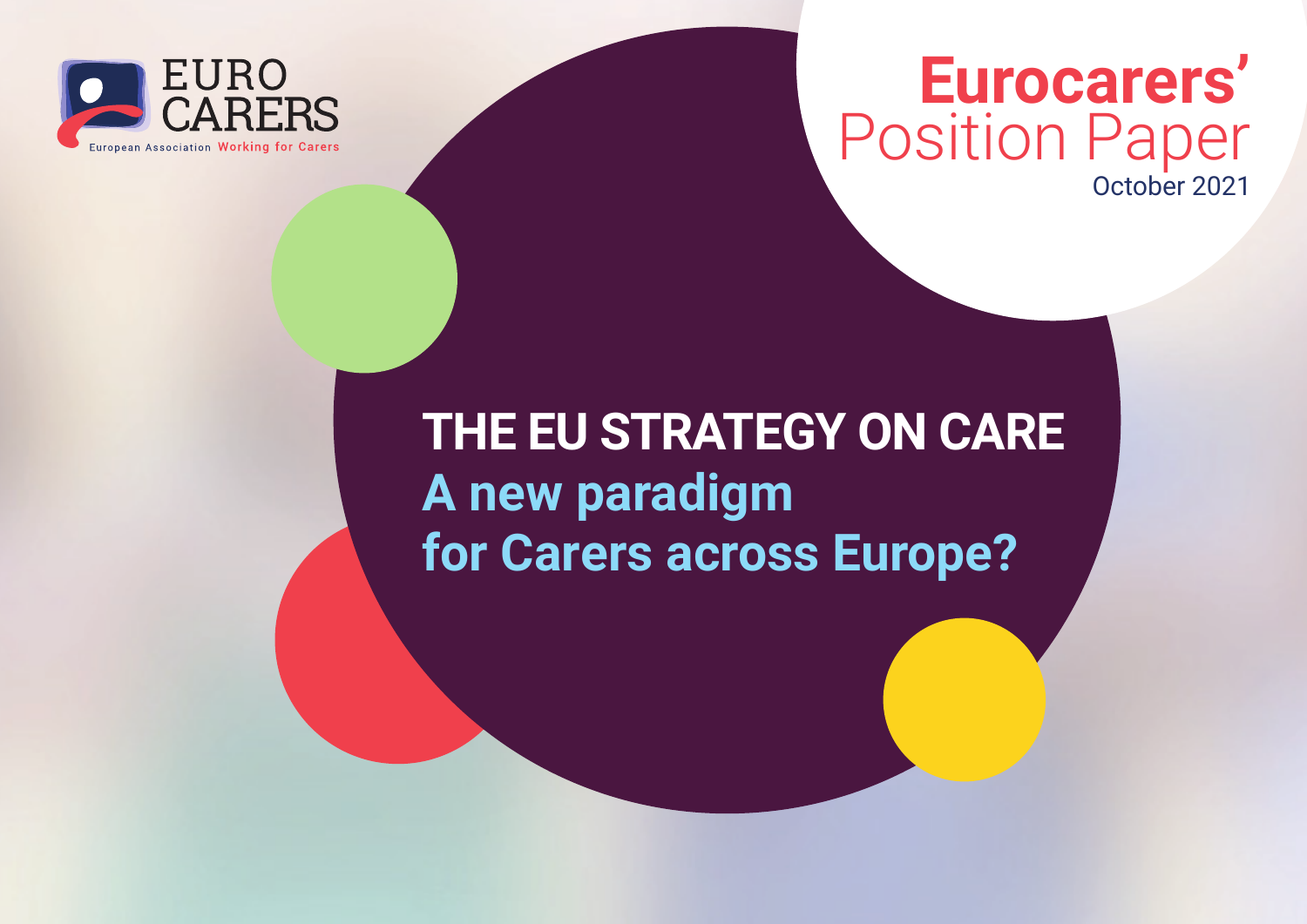EURO CARERS

European Association Working for Carers

# Eurocarers' Position Paper

October 2021

# THE EU STRATEGY ON CARE

## A new paradigm for Carers across Europe?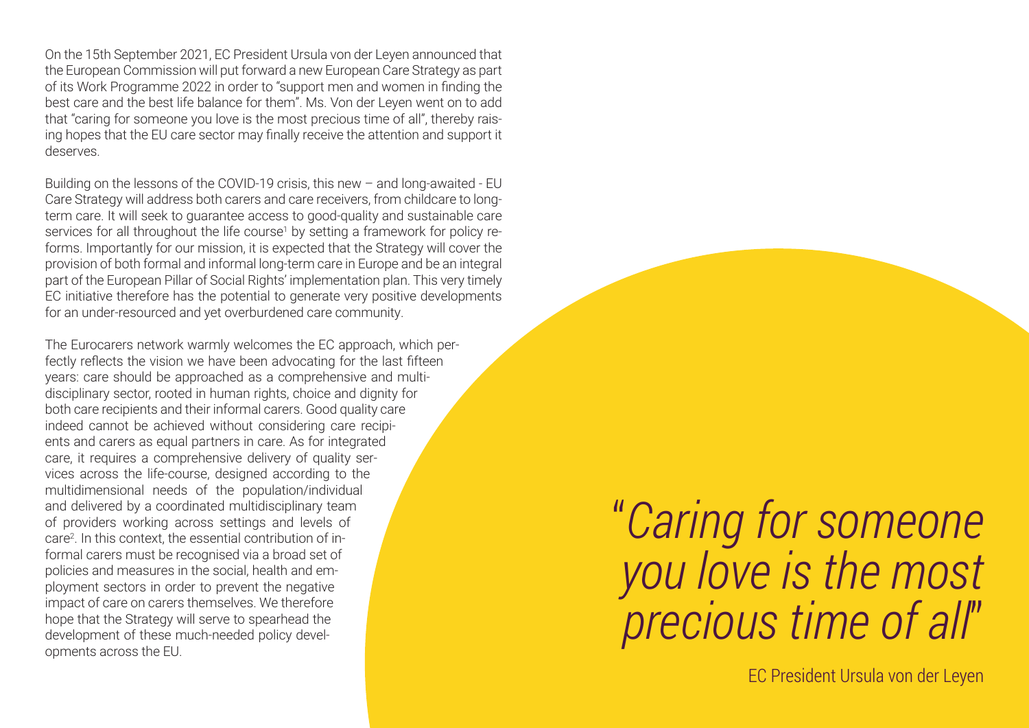On the 15th September 2021, EC President Ursula von der Leyen announced that the European Commission will put forward a new European Care Strategy as part of its Work Programme 2022 in order to "support men and women in finding the best care and the best life balance for them". Ms. Von der Leyen went on to add that "caring for someone you love is the most precious time of all", thereby raising hopes that the EU care sector may finally receive the attention and support it deserves.

Building on the lessons of the COVID-19 crisis, this new – and long-awaited - EU Care Strategy will address both carers and care receivers, from childcare to long-term care. It will seek to guarantee access to good-quality and sustainable care services for all throughout the life course[1] by setting a framework for policy reforms. Importantly for our mission, it is expected that the Strategy will cover the provision of both formal and informal long-term care in Europe and be an integral part of the European Pillar of Social Rights' implementation plan. This very timely EC initiative therefore has the potential to generate very positive developments for an under-resourced and yet overburdened care community.

The Eurocarers network warmly welcomes the EC approach, which perfectly reflects the vision we have been advocating for the last fifteen years: care should be approached as a comprehensive and multi-disciplinary sector, rooted in human rights, choice and dignity for both care recipients and their informal carers. Good quality care indeed cannot be achieved without considering care recipients and carers as equal partners in care. As for integrated care, it requires a comprehensive delivery of quality services across the life-course, designed according to the multidimensional needs of the population/individual and delivered by a coordinated multidisciplinary team of providers working across settings and levels of care[2]. In this context, the essential contribution of informal carers must be recognised via a broad set of policies and measures in the social, health and employment sectors in order to prevent the negative impact of care on carers themselves. We therefore hope that the Strategy will serve to spearhead the development of these much-needed policy developments across the EU.

> *"Caring for someone you love is the most precious time of all"*
>
> EC President Ursula von der Leyen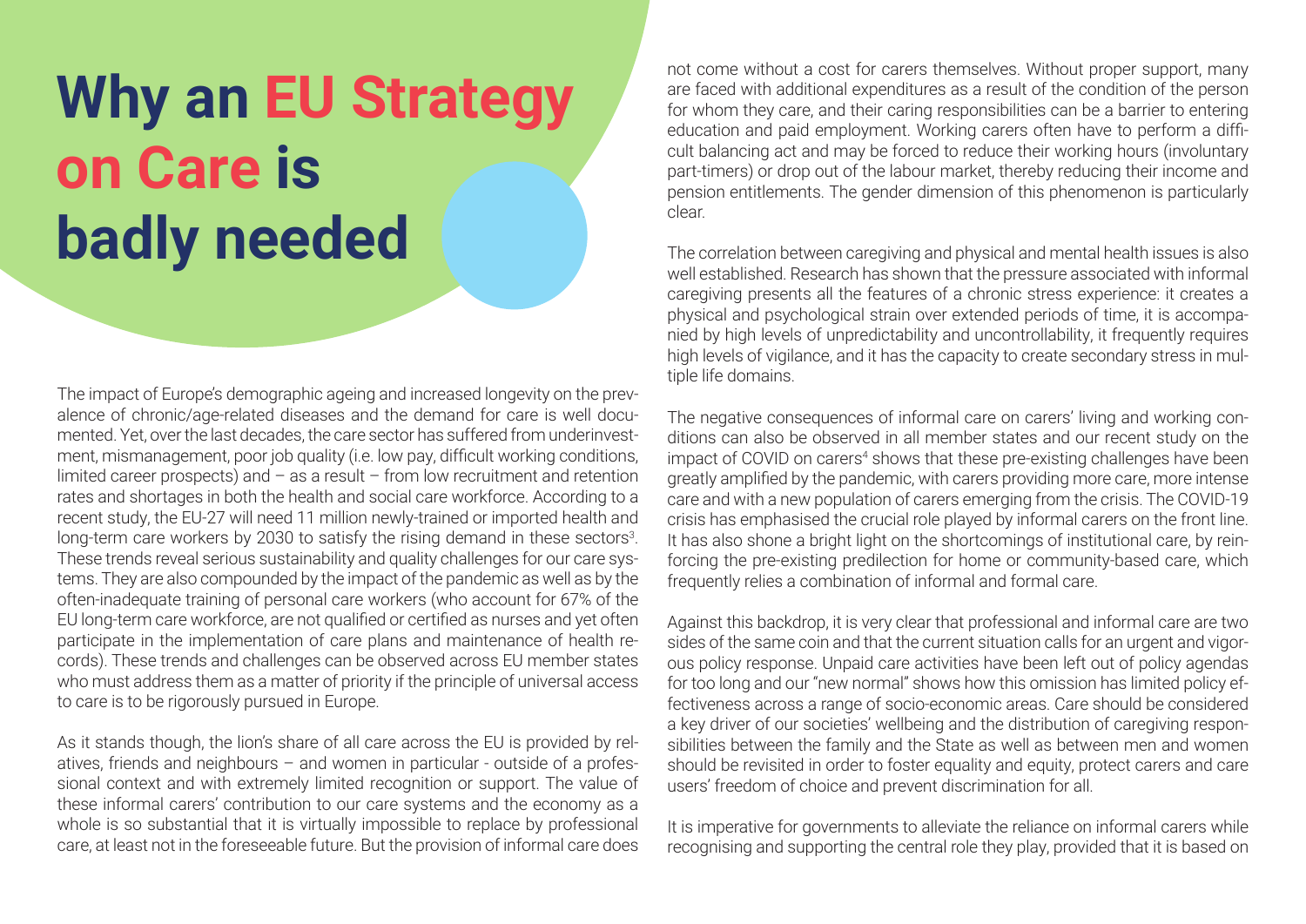# Why an EU Strategy on Care is badly needed

The impact of Europe's demographic ageing and increased longevity on the prevalence of chronic/age-related diseases and the demand for care is well documented. Yet, over the last decades, the care sector has suffered from underinvestment, mismanagement, poor job quality (i.e. low pay, difficult working conditions, limited career prospects) and – as a result – from low recruitment and retention rates and shortages in both the health and social care workforce. According to a recent study, the EU-27 will need 11 million newly-trained or imported health and long-term care workers by 2030 to satisfy the rising demand in these sectors[3]. These trends reveal serious sustainability and quality challenges for our care systems. They are also compounded by the impact of the pandemic as well as by the often-inadequate training of personal care workers (who account for 67% of the EU long-term care workforce, are not qualified or certified as nurses and yet often participate in the implementation of care plans and maintenance of health records). These trends and challenges can be observed across EU member states who must address them as a matter of priority if the principle of universal access to care is to be rigorously pursued in Europe.

As it stands though, the lion's share of all care across the EU is provided by relatives, friends and neighbours – and women in particular - outside of a professional context and with extremely limited recognition or support. The value of these informal carers' contribution to our care systems and the economy as a whole is so substantial that it is virtually impossible to replace by professional care, at least not in the foreseeable future. But the provision of informal care does not come without a cost for carers themselves. Without proper support, many are faced with additional expenditures as a result of the condition of the person for whom they care, and their caring responsibilities can be a barrier to entering education and paid employment. Working carers often have to perform a difficult balancing act and may be forced to reduce their working hours (involuntary part-timers) or drop out of the labour market, thereby reducing their income and pension entitlements. The gender dimension of this phenomenon is particularly clear.

The correlation between caregiving and physical and mental health issues is also well established. Research has shown that the pressure associated with informal caregiving presents all the features of a chronic stress experience: it creates a physical and psychological strain over extended periods of time, it is accompanied by high levels of unpredictability and uncontrollability, it frequently requires high levels of vigilance, and it has the capacity to create secondary stress in multiple life domains.

The negative consequences of informal care on carers' living and working conditions can also be observed in all member states and our recent study on the impact of COVID on carers[4] shows that these pre-existing challenges have been greatly amplified by the pandemic, with carers providing more care, more intense care and with a new population of carers emerging from the crisis. The COVID-19 crisis has emphasised the crucial role played by informal carers on the front line. It has also shone a bright light on the shortcomings of institutional care, by reinforcing the pre-existing predilection for home or community-based care, which frequently relies a combination of informal and formal care.

Against this backdrop, it is very clear that professional and informal care are two sides of the same coin and that the current situation calls for an urgent and vigorous policy response. Unpaid care activities have been left out of policy agendas for too long and our "new normal" shows how this omission has limited policy effectiveness across a range of socio-economic areas. Care should be considered a key driver of our societies' wellbeing and the distribution of caregiving responsibilities between the family and the State as well as between men and women should be revisited in order to foster equality and equity, protect carers and care users' freedom of choice and prevent discrimination for all.

It is imperative for governments to alleviate the reliance on informal carers while recognising and supporting the central role they play, provided that it is based on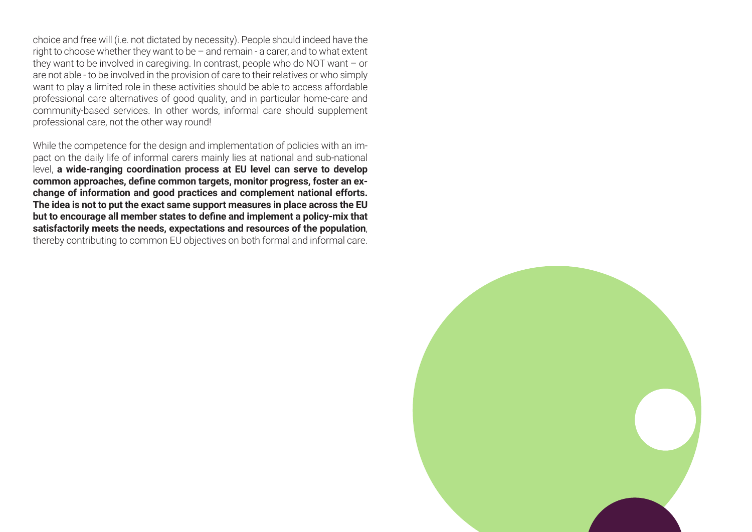choice and free will (i.e. not dictated by necessity). People should indeed have the right to choose whether they want to be – and remain - a carer, and to what extent they want to be involved in caregiving. In contrast, people who do NOT want – or are not able - to be involved in the provision of care to their relatives or who simply want to play a limited role in these activities should be able to access affordable professional care alternatives of good quality, and in particular home-care and community-based services. In other words, informal care should supplement professional care, not the other way round!

While the competence for the design and implementation of policies with an impact on the daily life of informal carers mainly lies at national and sub-national level, **a wide-ranging coordination process at EU level can serve to develop common approaches, define common targets, monitor progress, foster an exchange of information and good practices and complement national efforts. The idea is not to put the exact same support measures in place across the EU but to encourage all member states to define and implement a policy-mix that satisfactorily meets the needs, expectations and resources of the population**, thereby contributing to common EU objectives on both formal and informal care.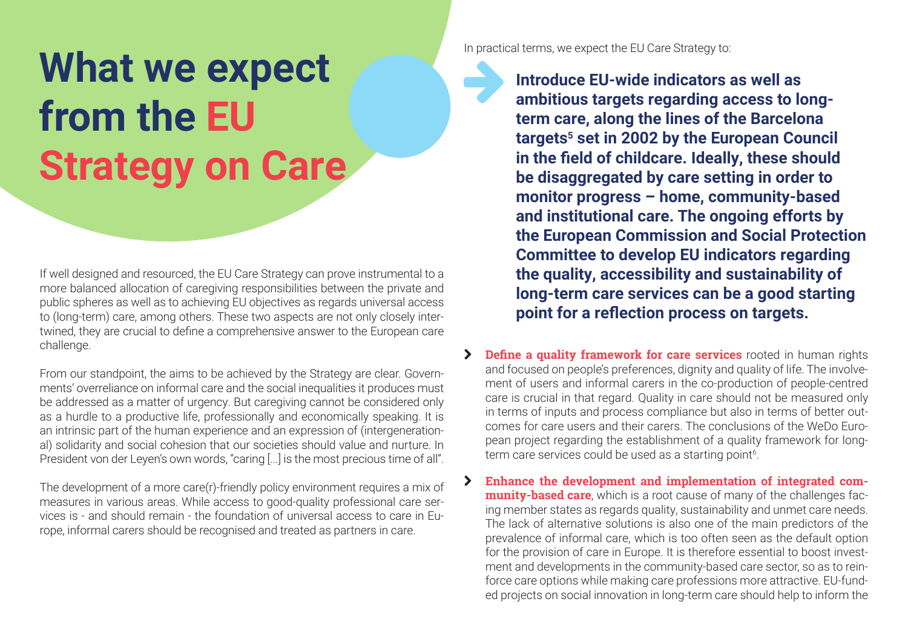# What we expect from the EU Strategy on Care

If well designed and resourced, the EU Care Strategy can prove instrumental to a more balanced allocation of caregiving responsibilities between the private and public spheres as well as to achieving EU objectives as regards universal access to (long-term) care, among others. These two aspects are not only closely intertwined, they are crucial to define a comprehensive answer to the European care challenge.

From our standpoint, the aims to be achieved by the Strategy are clear. Governments' overreliance on informal care and the social inequalities it produces must be addressed as a matter of urgency. But caregiving cannot be considered only as a hurdle to a productive life, professionally and economically speaking. It is an intrinsic part of the human experience and an expression of (intergenerational) solidarity and social cohesion that our societies should value and nurture. In President von der Leyen's own words, "caring [...] is the most precious time of all".

The development of a more care(r)-friendly policy environment requires a mix of measures in various areas. While access to good-quality professional care services is - and should remain - the foundation of universal access to care in Europe, informal carers should be recognised and treated as partners in care.

In practical terms, we expect the EU Care Strategy to:

**Introduce EU-wide indicators as well as ambitious targets regarding access to long-term care, along the lines of the Barcelona targets[5] set in 2002 by the European Council in the field of childcare. Ideally, these should be disaggregated by care setting in order to monitor progress – home, community-based and institutional care. The ongoing efforts by the European Commission and Social Protection Committee to develop EU indicators regarding the quality, accessibility and sustainability of long-term care services can be a good starting point for a reflection process on targets.**

- **Define a quality framework for care services** rooted in human rights and focused on people's preferences, dignity and quality of life. The involvement of users and informal carers in the co-production of people-centred care is crucial in that regard. Quality in care should not be measured only in terms of inputs and process compliance but also in terms of better outcomes for care users and their carers. The conclusions of the WeDo European project regarding the establishment of a quality framework for long-term care services could be used as a starting point[6].
- **Enhance the development and implementation of integrated community-based care**, which is a root cause of many of the challenges facing member states as regards quality, sustainability and unmet care needs. The lack of alternative solutions is also one of the main predictors of the prevalence of informal care, which is too often seen as the default option for the provision of care in Europe. It is therefore essential to boost investment and developments in the community-based care sector, so as to reinforce care options while making care professions more attractive. EU-funded projects on social innovation in long-term care should help to inform the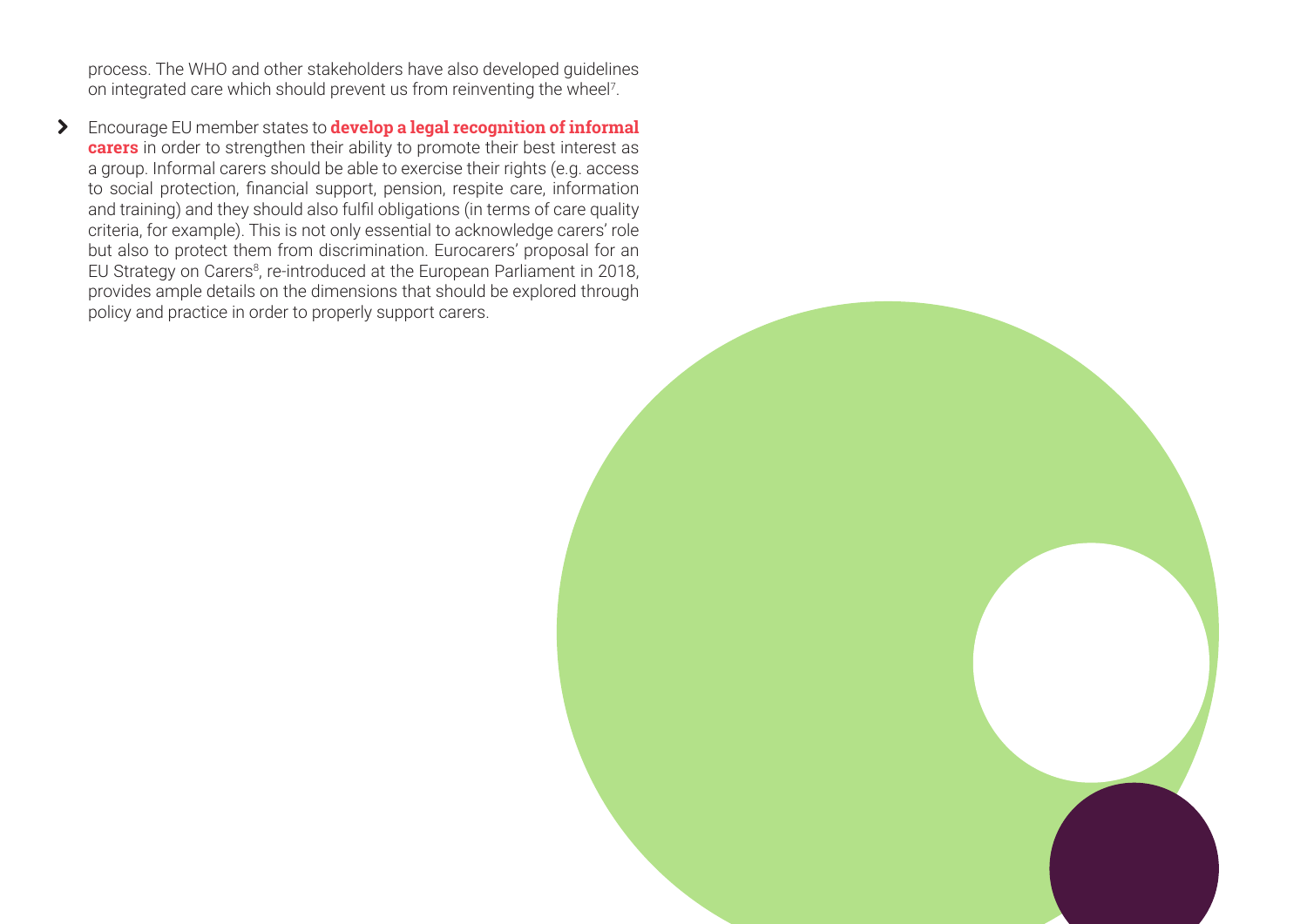process. The WHO and other stakeholders have also developed guidelines on integrated care which should prevent us from reinventing the wheel[7].

- Encourage EU member states to **develop a legal recognition of informal carers** in order to strengthen their ability to promote their best interest as a group. Informal carers should be able to exercise their rights (e.g. access to social protection, financial support, pension, respite care, information and training) and they should also fulfil obligations (in terms of care quality criteria, for example). This is not only essential to acknowledge carers' role but also to protect them from discrimination. Eurocarers' proposal for an EU Strategy on Carers[8], re-introduced at the European Parliament in 2018, provides ample details on the dimensions that should be explored through policy and practice in order to properly support carers.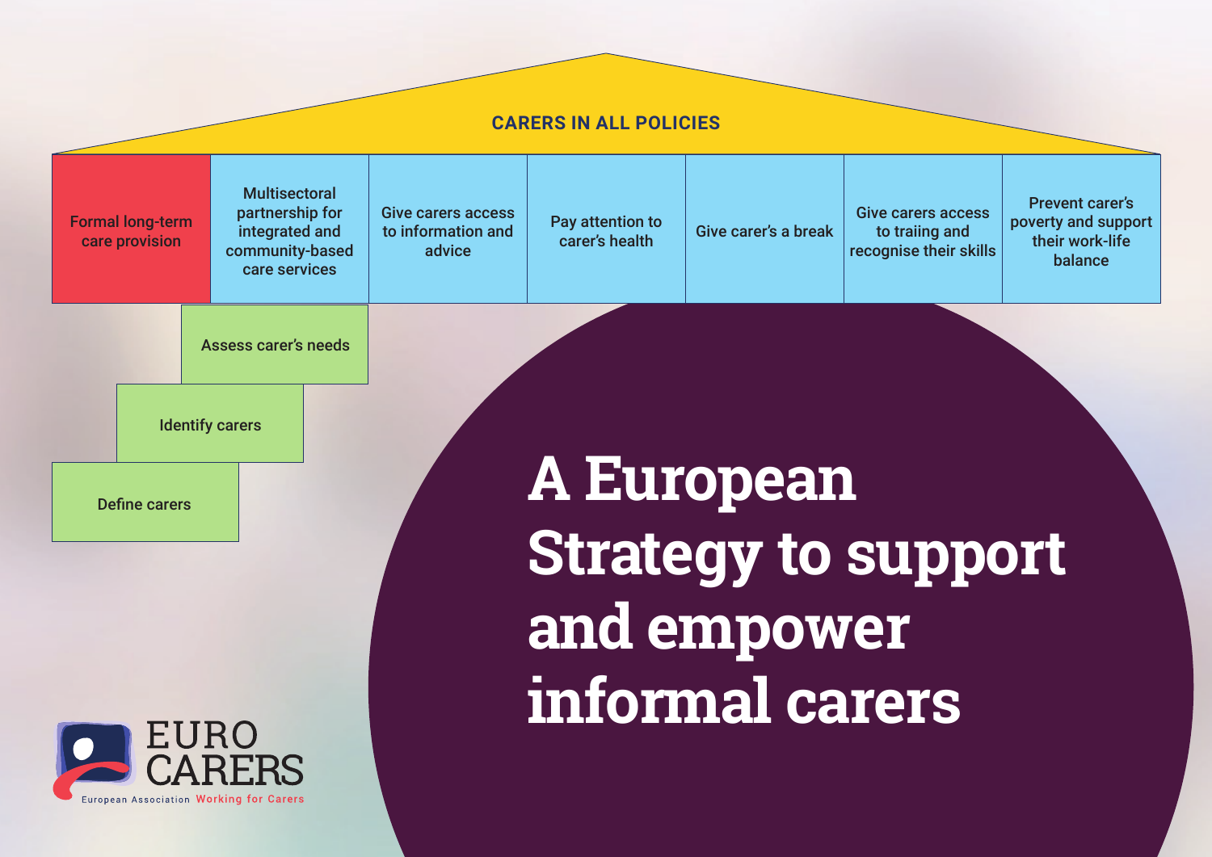# A European Strategy to support and empower informal carers

**CARERS IN ALL POLICIES**

| Formal long-term care provision | Multisectoral partnership for integrated and community-based care services | Give carers access to information and advice | Pay attention to carer's health | Give carer's a break | Give carers access to traiing and recognise their skills | Prevent carer's poverty and support their work-life balance |
| --- | --- | --- | --- | --- | --- | --- |

- Assess carer's needs
- Identify carers
- Define carers

EURO CARERS

European Association Working for Carers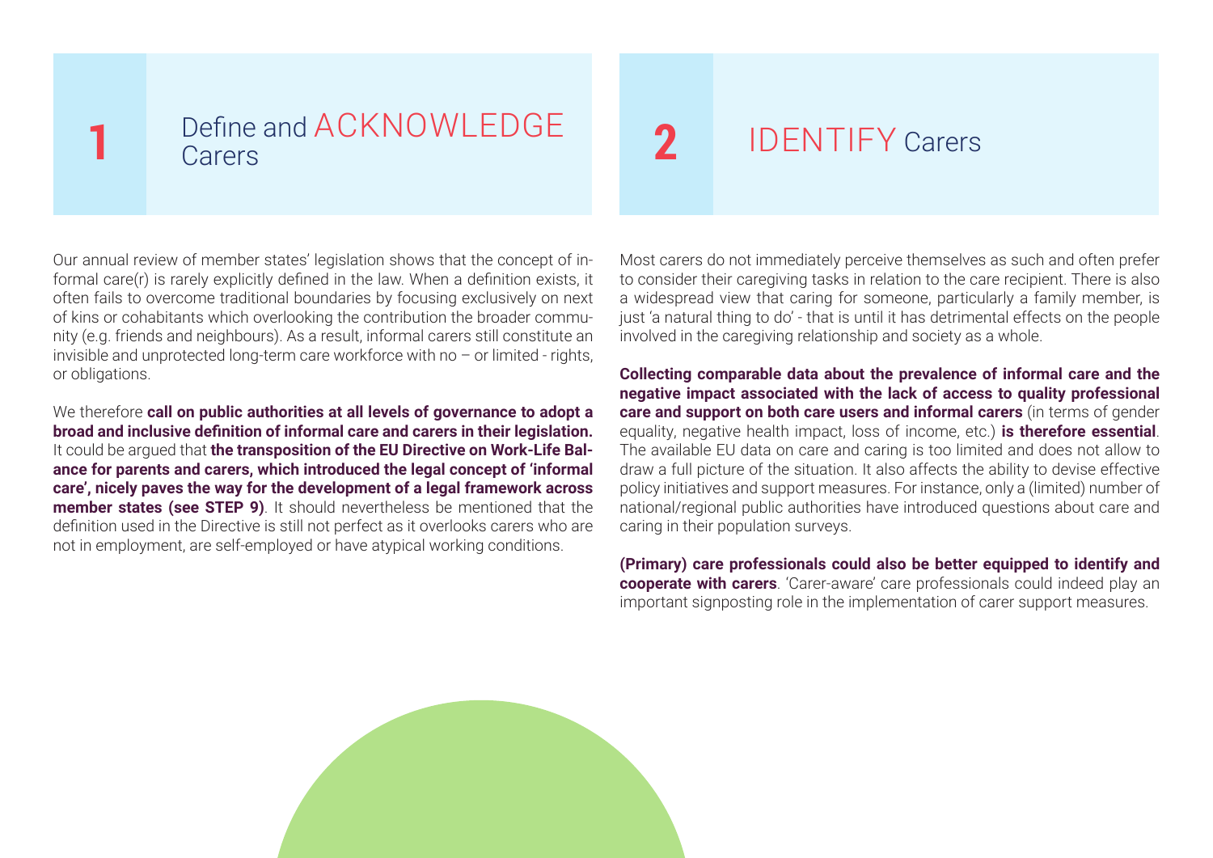## 1 Define and ACKNOWLEDGE Carers

Our annual review of member states' legislation shows that the concept of informal care(r) is rarely explicitly defined in the law. When a definition exists, it often fails to overcome traditional boundaries by focusing exclusively on next of kins or cohabitants which overlooking the contribution the broader community (e.g. friends and neighbours). As a result, informal carers still constitute an invisible and unprotected long-term care workforce with no – or limited - rights, or obligations.

We therefore **call on public authorities at all levels of governance to adopt a broad and inclusive definition of informal care and carers in their legislation.** It could be argued that **the transposition of the EU Directive on Work-Life Balance for parents and carers, which introduced the legal concept of 'informal care', nicely paves the way for the development of a legal framework across member states (see STEP 9)**. It should nevertheless be mentioned that the definition used in the Directive is still not perfect as it overlooks carers who are not in employment, are self-employed or have atypical working conditions.

## 2 IDENTIFY Carers

Most carers do not immediately perceive themselves as such and often prefer to consider their caregiving tasks in relation to the care recipient. There is also a widespread view that caring for someone, particularly a family member, is just 'a natural thing to do' - that is until it has detrimental effects on the people involved in the caregiving relationship and society as a whole.

**Collecting comparable data about the prevalence of informal care and the negative impact associated with the lack of access to quality professional care and support on both care users and informal carers** (in terms of gender equality, negative health impact, loss of income, etc.) **is therefore essential**. The available EU data on care and caring is too limited and does not allow to draw a full picture of the situation. It also affects the ability to devise effective policy initiatives and support measures. For instance, only a (limited) number of national/regional public authorities have introduced questions about care and caring in their population surveys.

**(Primary) care professionals could also be better equipped to identify and cooperate with carers**. 'Carer-aware' care professionals could indeed play an important signposting role in the implementation of carer support measures.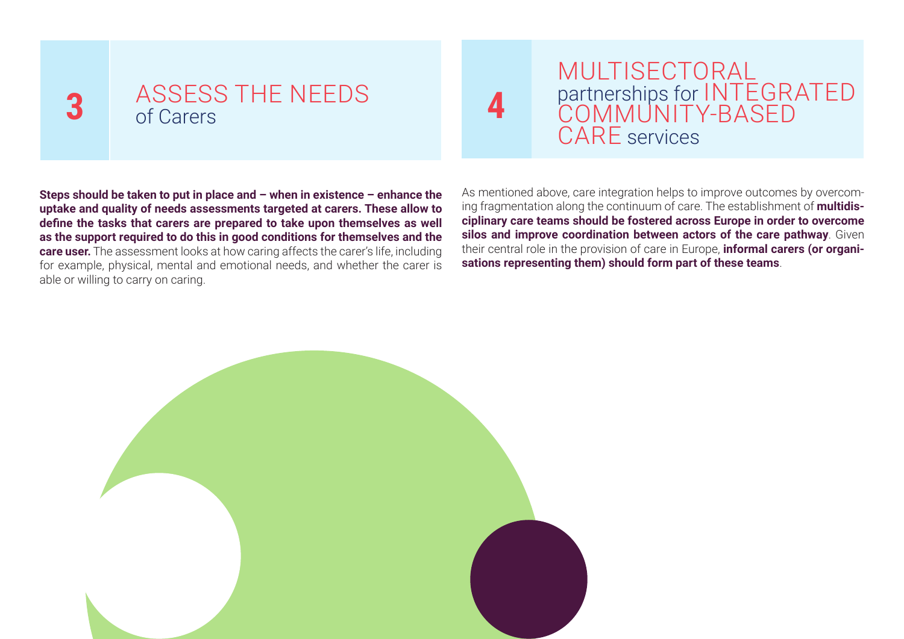## 3 ASSESS THE NEEDS of Carers

**Steps should be taken to put in place and – when in existence – enhance the uptake and quality of needs assessments targeted at carers. These allow to define the tasks that carers are prepared to take upon themselves as well as the support required to do this in good conditions for themselves and the care user.** The assessment looks at how caring affects the carer's life, including for example, physical, mental and emotional needs, and whether the carer is able or willing to carry on caring.

## 4 MULTISECTORAL partnerships for INTEGRATED COMMUNITY-BASED CARE services

As mentioned above, care integration helps to improve outcomes by overcoming fragmentation along the continuum of care. The establishment of **multidisciplinary care teams should be fostered across Europe in order to overcome silos and improve coordination between actors of the care pathway**. Given their central role in the provision of care in Europe, **informal carers (or organisations representing them) should form part of these teams**.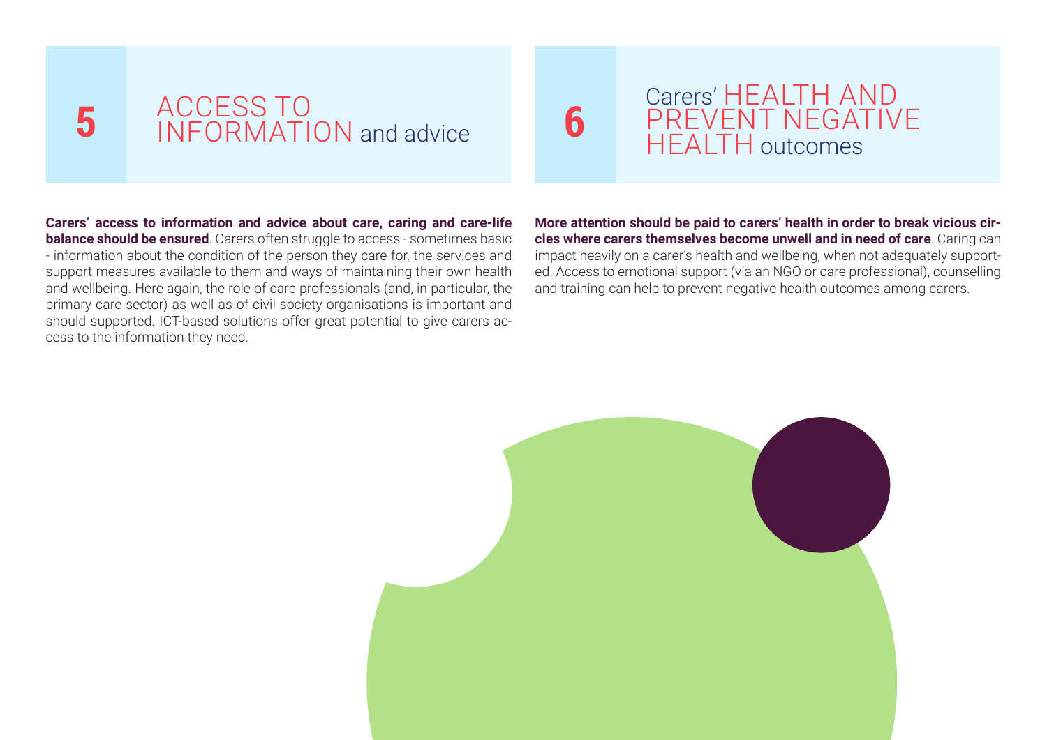## 5 ACCESS TO INFORMATION and advice

**Carers' access to information and advice about care, caring and care-life balance should be ensured**. Carers often struggle to access - sometimes basic - information about the condition of the person they care for, the services and support measures available to them and ways of maintaining their own health and wellbeing. Here again, the role of care professionals (and, in particular, the primary care sector) as well as of civil society organisations is important and should supported. ICT-based solutions offer great potential to give carers access to the information they need.

## 6 Carers' HEALTH AND PREVENT NEGATIVE HEALTH outcomes

**More attention should be paid to carers' health in order to break vicious circles where carers themselves become unwell and in need of care**. Caring can impact heavily on a carer's health and wellbeing, when not adequately supported. Access to emotional support (via an NGO or care professional), counselling and training can help to prevent negative health outcomes among carers.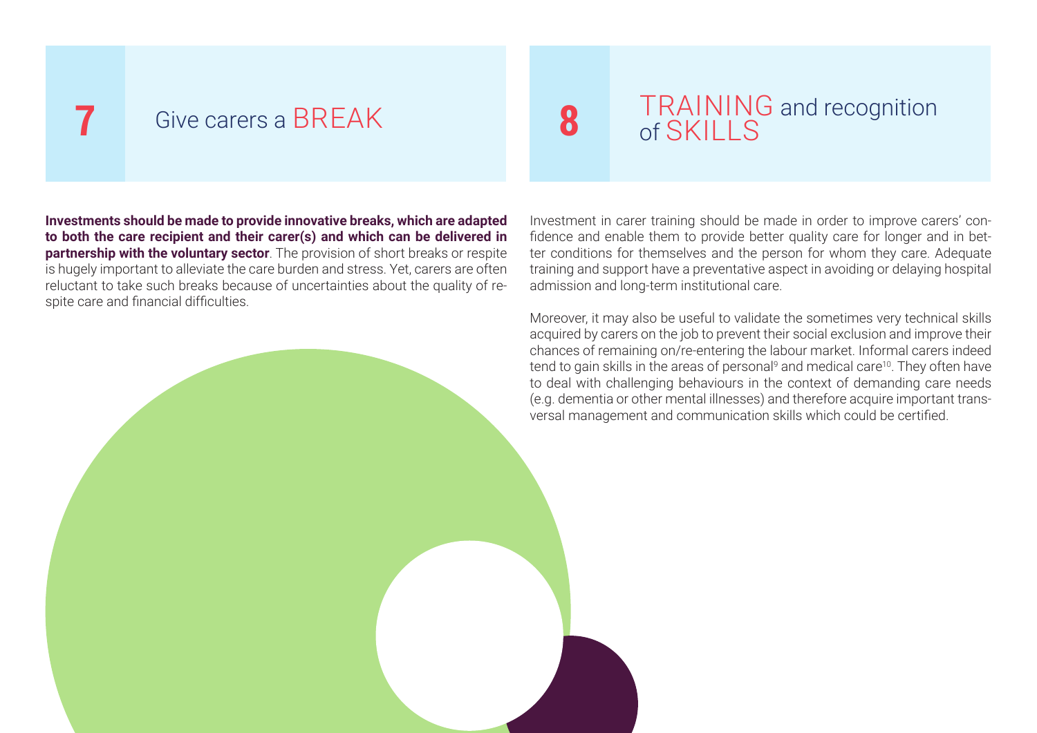## 7 Give carers a BREAK

**Investments should be made to provide innovative breaks, which are adapted to both the care recipient and their carer(s) and which can be delivered in partnership with the voluntary sector**. The provision of short breaks or respite is hugely important to alleviate the care burden and stress. Yet, carers are often reluctant to take such breaks because of uncertainties about the quality of respite care and financial difficulties.

## 8 TRAINING and recognition of SKILLS

Investment in carer training should be made in order to improve carers' confidence and enable them to provide better quality care for longer and in better conditions for themselves and the person for whom they care. Adequate training and support have a preventative aspect in avoiding or delaying hospital admission and long-term institutional care.

Moreover, it may also be useful to validate the sometimes very technical skills acquired by carers on the job to prevent their social exclusion and improve their chances of remaining on/re-entering the labour market. Informal carers indeed tend to gain skills in the areas of personal[9] and medical care[10]. They often have to deal with challenging behaviours in the context of demanding care needs (e.g. dementia or other mental illnesses) and therefore acquire important transversal management and communication skills which could be certified.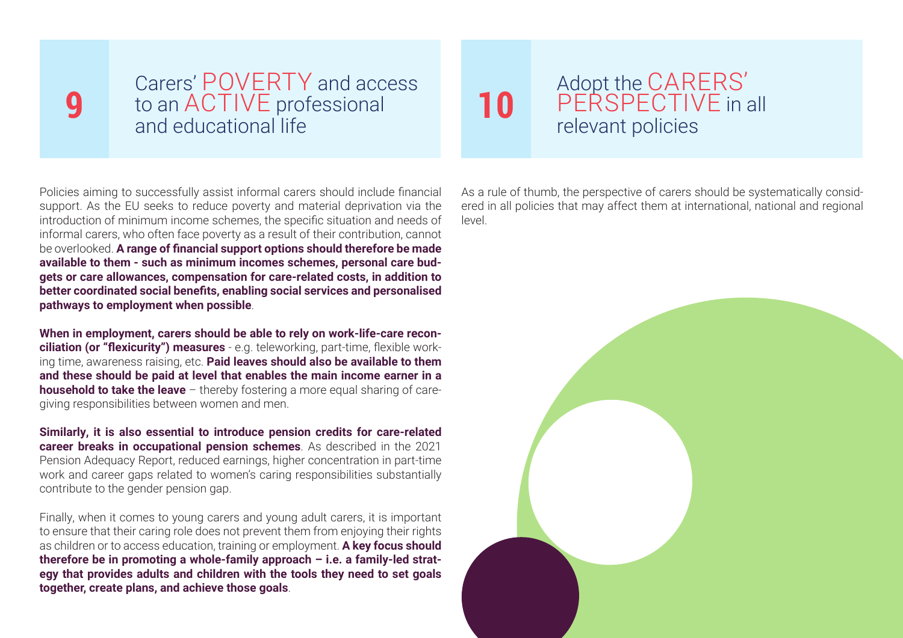## 9 Carers' POVERTY and access to an ACTIVE professional and educational life

Policies aiming to successfully assist informal carers should include financial support. As the EU seeks to reduce poverty and material deprivation via the introduction of minimum income schemes, the specific situation and needs of informal carers, who often face poverty as a result of their contribution, cannot be overlooked. **A range of financial support options should therefore be made available to them - such as minimum incomes schemes, personal care budgets or care allowances, compensation for care-related costs, in addition to better coordinated social benefits, enabling social services and personalised pathways to employment when possible**.

**When in employment, carers should be able to rely on work-life-care reconciliation (or "flexicurity") measures** - e.g. teleworking, part-time, flexible working time, awareness raising, etc. **Paid leaves should also be available to them and these should be paid at level that enables the main income earner in a household to take the leave** – thereby fostering a more equal sharing of caregiving responsibilities between women and men.

**Similarly, it is also essential to introduce pension credits for care-related career breaks in occupational pension schemes**. As described in the 2021 Pension Adequacy Report, reduced earnings, higher concentration in part-time work and career gaps related to women's caring responsibilities substantially contribute to the gender pension gap.

Finally, when it comes to young carers and young adult carers, it is important to ensure that their caring role does not prevent them from enjoying their rights as children or to access education, training or employment. **A key focus should therefore be in promoting a whole-family approach – i.e. a family-led strategy that provides adults and children with the tools they need to set goals together, create plans, and achieve those goals**.

## 10 Adopt the CARERS' PERSPECTIVE in all relevant policies

As a rule of thumb, the perspective of carers should be systematically considered in all policies that may affect them at international, national and regional level.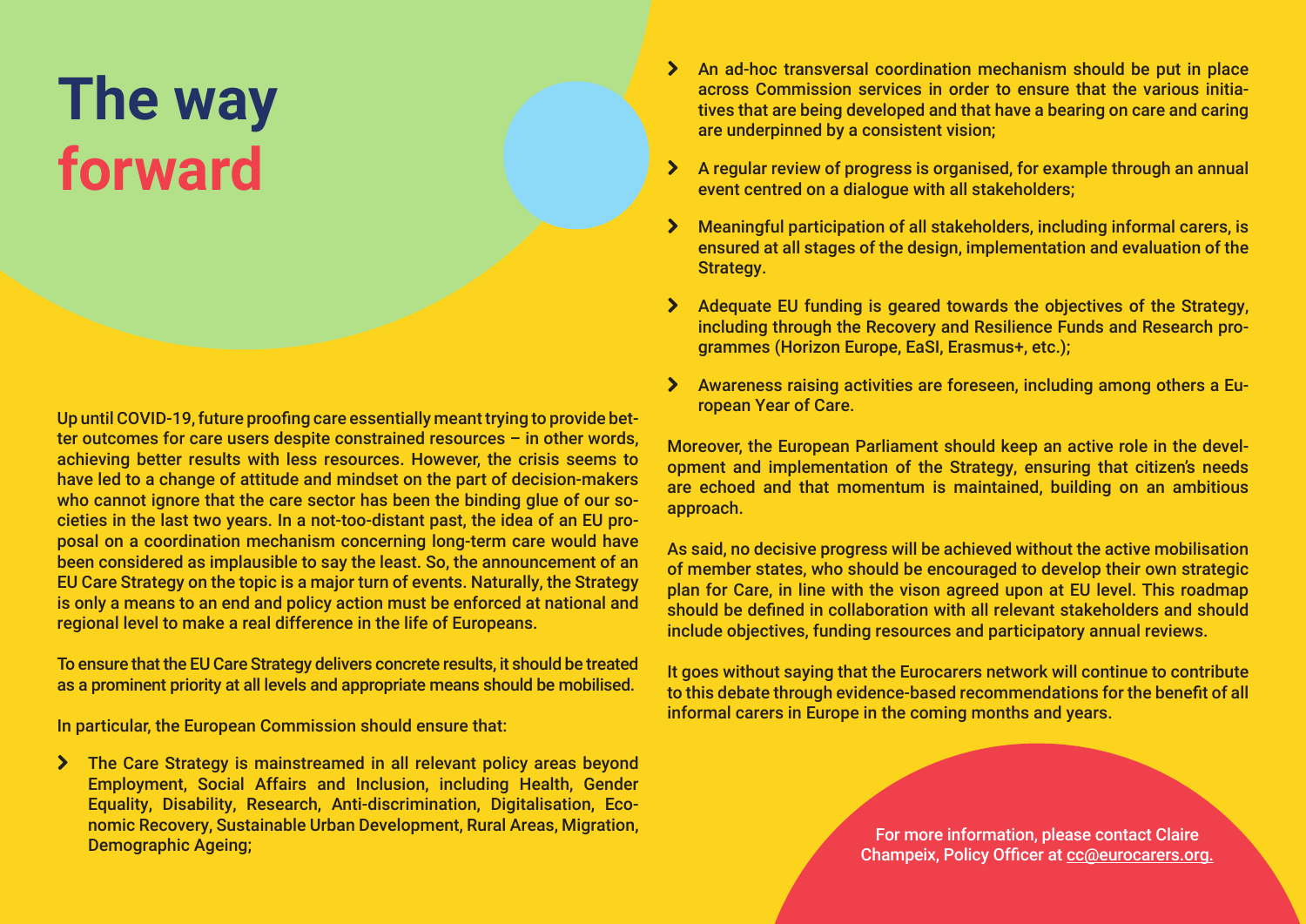# The way forward

Up until COVID-19, future proofing care essentially meant trying to provide better outcomes for care users despite constrained resources – in other words, achieving better results with less resources. However, the crisis seems to have led to a change of attitude and mindset on the part of decision-makers who cannot ignore that the care sector has been the binding glue of our societies in the last two years. In a not-too-distant past, the idea of an EU proposal on a coordination mechanism concerning long-term care would have been considered as implausible to say the least. So, the announcement of an EU Care Strategy on the topic is a major turn of events. Naturally, the Strategy is only a means to an end and policy action must be enforced at national and regional level to make a real difference in the life of Europeans.

To ensure that the EU Care Strategy delivers concrete results, it should be treated as a prominent priority at all levels and appropriate means should be mobilised.

In particular, the European Commission should ensure that:

- The Care Strategy is mainstreamed in all relevant policy areas beyond Employment, Social Affairs and Inclusion, including Health, Gender Equality, Disability, Research, Anti-discrimination, Digitalisation, Economic Recovery, Sustainable Urban Development, Rural Areas, Migration, Demographic Ageing;
- An ad-hoc transversal coordination mechanism should be put in place across Commission services in order to ensure that the various initiatives that are being developed and that have a bearing on care and caring are underpinned by a consistent vision;
- A regular review of progress is organised, for example through an annual event centred on a dialogue with all stakeholders;
- Meaningful participation of all stakeholders, including informal carers, is ensured at all stages of the design, implementation and evaluation of the Strategy.
- Adequate EU funding is geared towards the objectives of the Strategy, including through the Recovery and Resilience Funds and Research programmes (Horizon Europe, EaSI, Erasmus+, etc.);
- Awareness raising activities are foreseen, including among others a European Year of Care.

Moreover, the European Parliament should keep an active role in the development and implementation of the Strategy, ensuring that citizen's needs are echoed and that momentum is maintained, building on an ambitious approach.

As said, no decisive progress will be achieved without the active mobilisation of member states, who should be encouraged to develop their own strategic plan for Care, in line with the vison agreed upon at EU level. This roadmap should be defined in collaboration with all relevant stakeholders and should include objectives, funding resources and participatory annual reviews.

It goes without saying that the Eurocarers network will continue to contribute to this debate through evidence-based recommendations for the benefit of all informal carers in Europe in the coming months and years.

For more information, please contact Claire Champeix, Policy Officer at cc@eurocarers.org.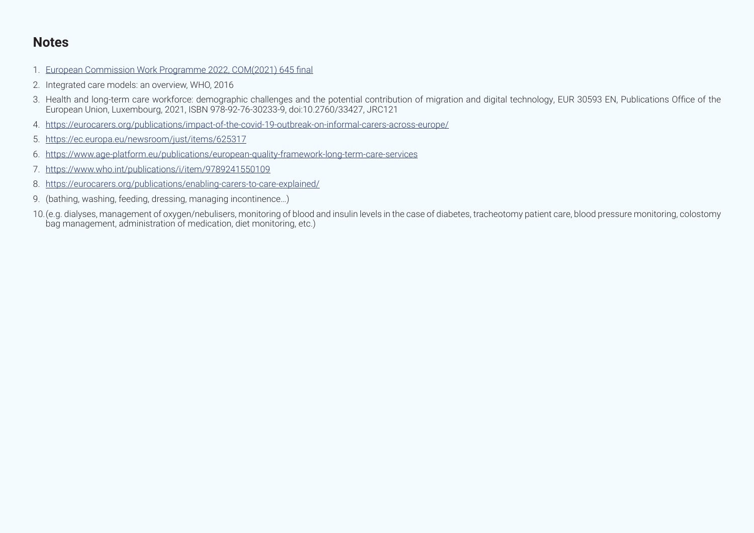## Notes

1. European Commission Work Programme 2022, COM(2021) 645 final
2. Integrated care models: an overview, WHO, 2016
3. Health and long-term care workforce: demographic challenges and the potential contribution of migration and digital technology, EUR 30593 EN, Publications Office of the European Union, Luxembourg, 2021, ISBN 978-92-76-30233-9, doi:10.2760/33427, JRC121
4. https://eurocarers.org/publications/impact-of-the-covid-19-outbreak-on-informal-carers-across-europe/
5. https://ec.europa.eu/newsroom/just/items/625317
6. https://www.age-platform.eu/publications/european-quality-framework-long-term-care-services
7. https://www.who.int/publications/i/item/9789241550109
8. https://eurocarers.org/publications/enabling-carers-to-care-explained/
9. (bathing, washing, feeding, dressing, managing incontinence…)
10. (e.g. dialyses, management of oxygen/nebulisers, monitoring of blood and insulin levels in the case of diabetes, tracheotomy patient care, blood pressure monitoring, colostomy bag management, administration of medication, diet monitoring, etc.)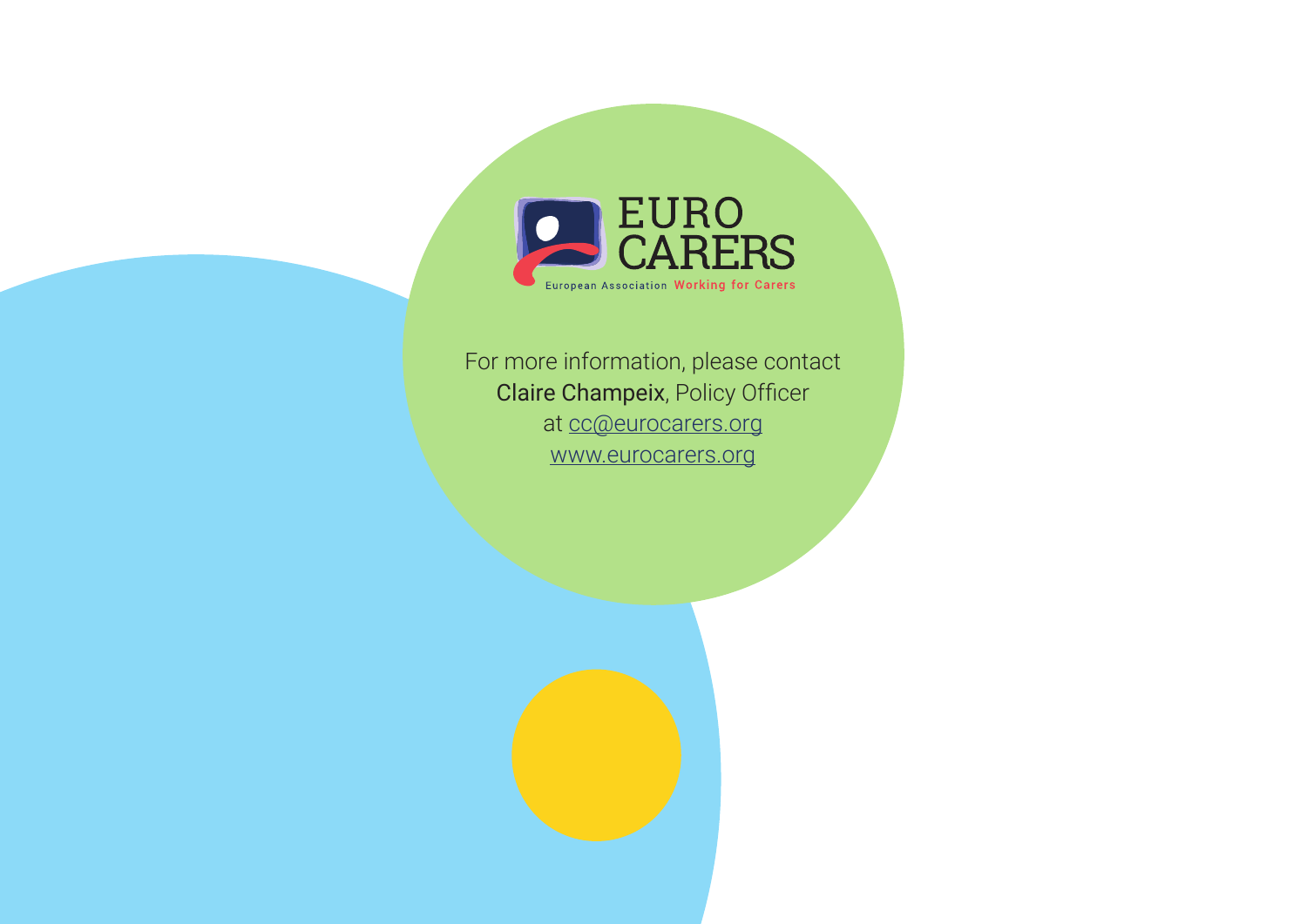EURO CARERS

European Association Working for Carers

For more information, please contact
**Claire Champeix**, Policy Officer
at cc@eurocarers.org
www.eurocarers.org